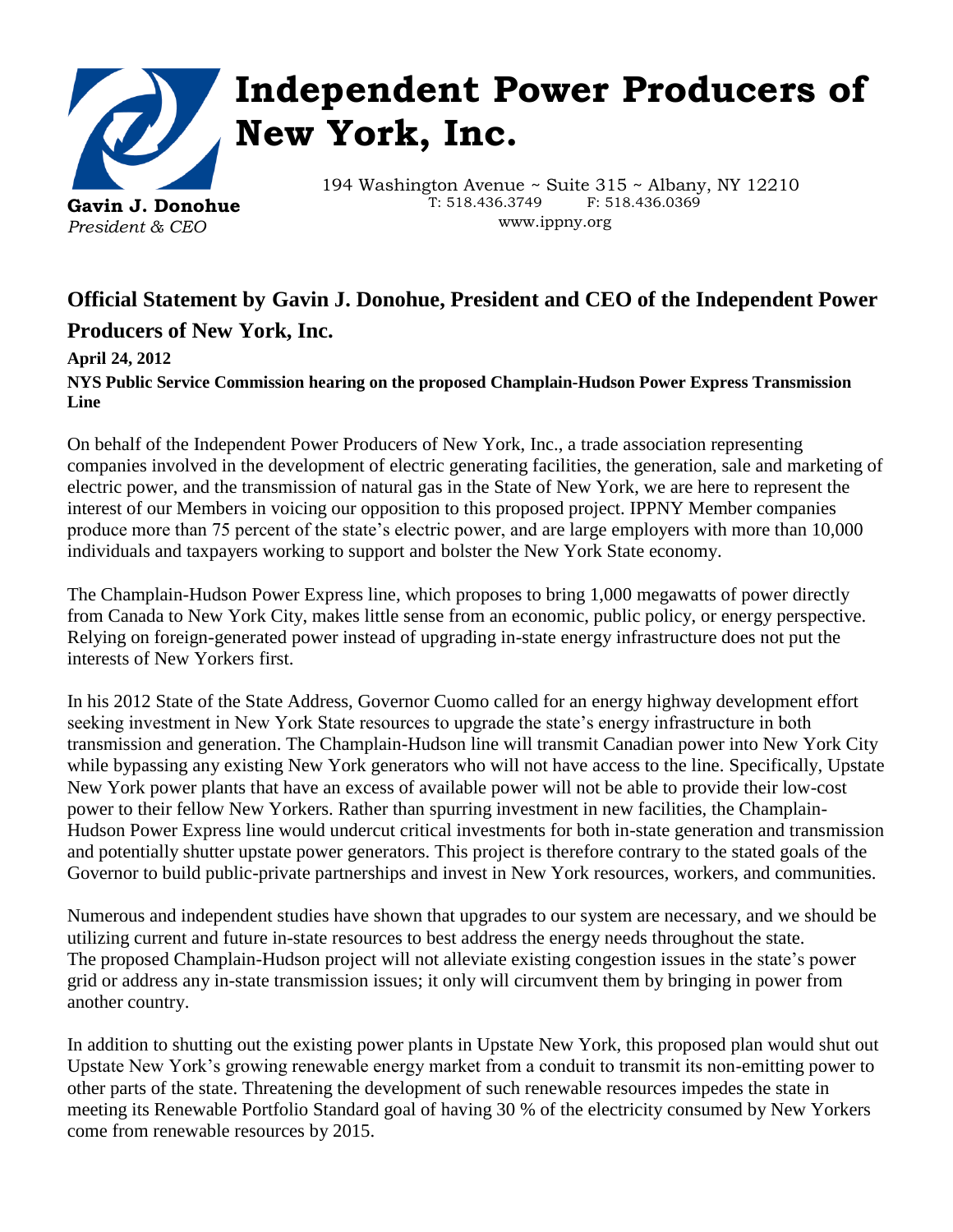# Independent Power Producers of New York, Inc.

**Gavin J. Donohue**
*President & CEO*

194 Washington Avenue ~ Suite 315 ~ Albany, NY 12210
T: 518.436.3749 F: 518.436.0369
www.ippny.org

## Official Statement by Gavin J. Donohue, President and CEO of the Independent Power Producers of New York, Inc.

**April 24, 2012**
**NYS Public Service Commission hearing on the proposed Champlain-Hudson Power Express Transmission Line**

On behalf of the Independent Power Producers of New York, Inc., a trade association representing companies involved in the development of electric generating facilities, the generation, sale and marketing of electric power, and the transmission of natural gas in the State of New York, we are here to represent the interest of our Members in voicing our opposition to this proposed project. IPPNY Member companies produce more than 75 percent of the state's electric power, and are large employers with more than 10,000 individuals and taxpayers working to support and bolster the New York State economy.

The Champlain-Hudson Power Express line, which proposes to bring 1,000 megawatts of power directly from Canada to New York City, makes little sense from an economic, public policy, or energy perspective. Relying on foreign-generated power instead of upgrading in-state energy infrastructure does not put the interests of New Yorkers first.

In his 2012 State of the State Address, Governor Cuomo called for an energy highway development effort seeking investment in New York State resources to upgrade the state's energy infrastructure in both transmission and generation. The Champlain-Hudson line will transmit Canadian power into New York City while bypassing any existing New York generators who will not have access to the line. Specifically, Upstate New York power plants that have an excess of available power will not be able to provide their low-cost power to their fellow New Yorkers. Rather than spurring investment in new facilities, the Champlain-Hudson Power Express line would undercut critical investments for both in-state generation and transmission and potentially shutter upstate power generators. This project is therefore contrary to the stated goals of the Governor to build public-private partnerships and invest in New York resources, workers, and communities.

Numerous and independent studies have shown that upgrades to our system are necessary, and we should be utilizing current and future in-state resources to best address the energy needs throughout the state. The proposed Champlain-Hudson project will not alleviate existing congestion issues in the state's power grid or address any in-state transmission issues; it only will circumvent them by bringing in power from another country.

In addition to shutting out the existing power plants in Upstate New York, this proposed plan would shut out Upstate New York's growing renewable energy market from a conduit to transmit its non-emitting power to other parts of the state. Threatening the development of such renewable resources impedes the state in meeting its Renewable Portfolio Standard goal of having 30 % of the electricity consumed by New Yorkers come from renewable resources by 2015.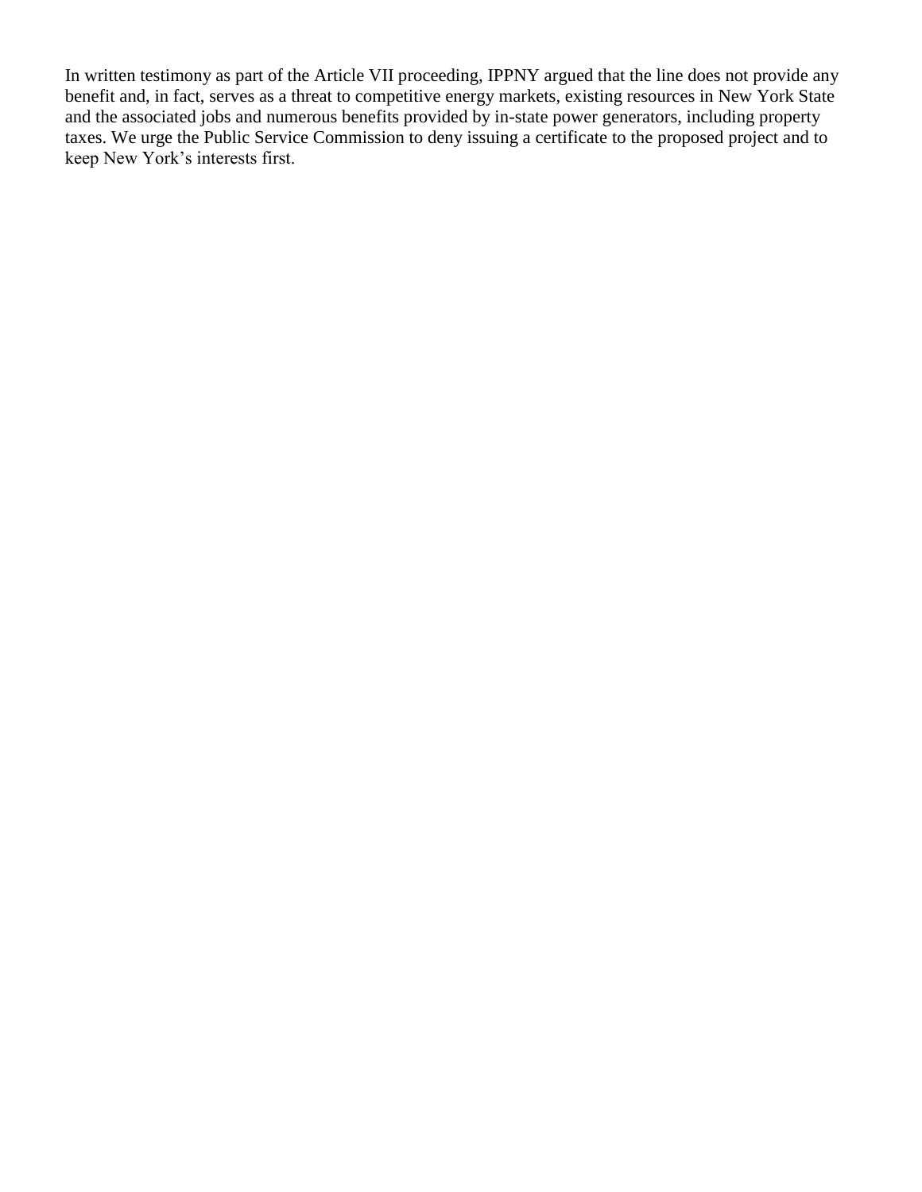In written testimony as part of the Article VII proceeding, IPPNY argued that the line does not provide any benefit and, in fact, serves as a threat to competitive energy markets, existing resources in New York State and the associated jobs and numerous benefits provided by in-state power generators, including property taxes. We urge the Public Service Commission to deny issuing a certificate to the proposed project and to keep New York's interests first.